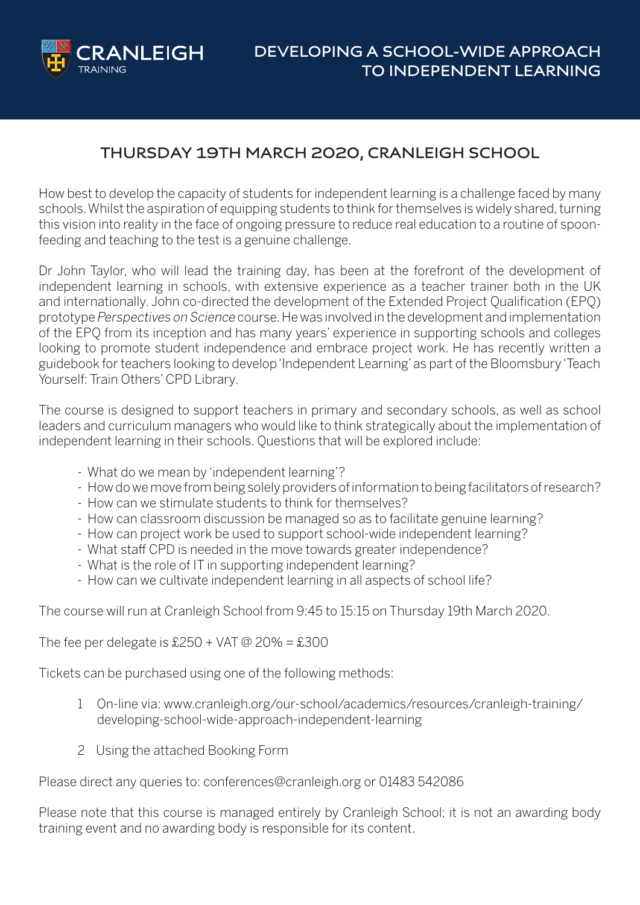CRANLEIGH
TRAINING

# DEVELOPING A SCHOOL-WIDE APPROACH TO INDEPENDENT LEARNING

## THURSDAY 19TH MARCH 2020, CRANLEIGH SCHOOL

How best to develop the capacity of students for independent learning is a challenge faced by many schools. Whilst the aspiration of equipping students to think for themselves is widely shared, turning this vision into reality in the face of ongoing pressure to reduce real education to a routine of spoon-feeding and teaching to the test is a genuine challenge.

Dr John Taylor, who will lead the training day, has been at the forefront of the development of independent learning in schools, with extensive experience as a teacher trainer both in the UK and internationally. John co-directed the development of the Extended Project Qualification (EPQ) prototype *Perspectives on Science* course. He was involved in the development and implementation of the EPQ from its inception and has many years' experience in supporting schools and colleges looking to promote student independence and embrace project work. He has recently written a guidebook for teachers looking to develop 'Independent Learning' as part of the Bloomsbury 'Teach Yourself: Train Others' CPD Library.

The course is designed to support teachers in primary and secondary schools, as well as school leaders and curriculum managers who would like to think strategically about the implementation of independent learning in their schools. Questions that will be explored include:

- What do we mean by 'independent learning'?
- How do we move from being solely providers of information to being facilitators of research?
- How can we stimulate students to think for themselves?
- How can classroom discussion be managed so as to facilitate genuine learning?
- How can project work be used to support school-wide independent learning?
- What staff CPD is needed in the move towards greater independence?
- What is the role of IT in supporting independent learning?
- How can we cultivate independent learning in all aspects of school life?

The course will run at Cranleigh School from 9:45 to 15:15 on Thursday 19th March 2020.

The fee per delegate is £250 + VAT @ 20% = £300

Tickets can be purchased using one of the following methods:

1. On-line via: www.cranleigh.org/our-school/academics/resources/cranleigh-training/developing-school-wide-approach-independent-learning
2. Using the attached Booking Form

Please direct any queries to: conferences@cranleigh.org or 01483 542086

Please note that this course is managed entirely by Cranleigh School; it is not an awarding body training event and no awarding body is responsible for its content.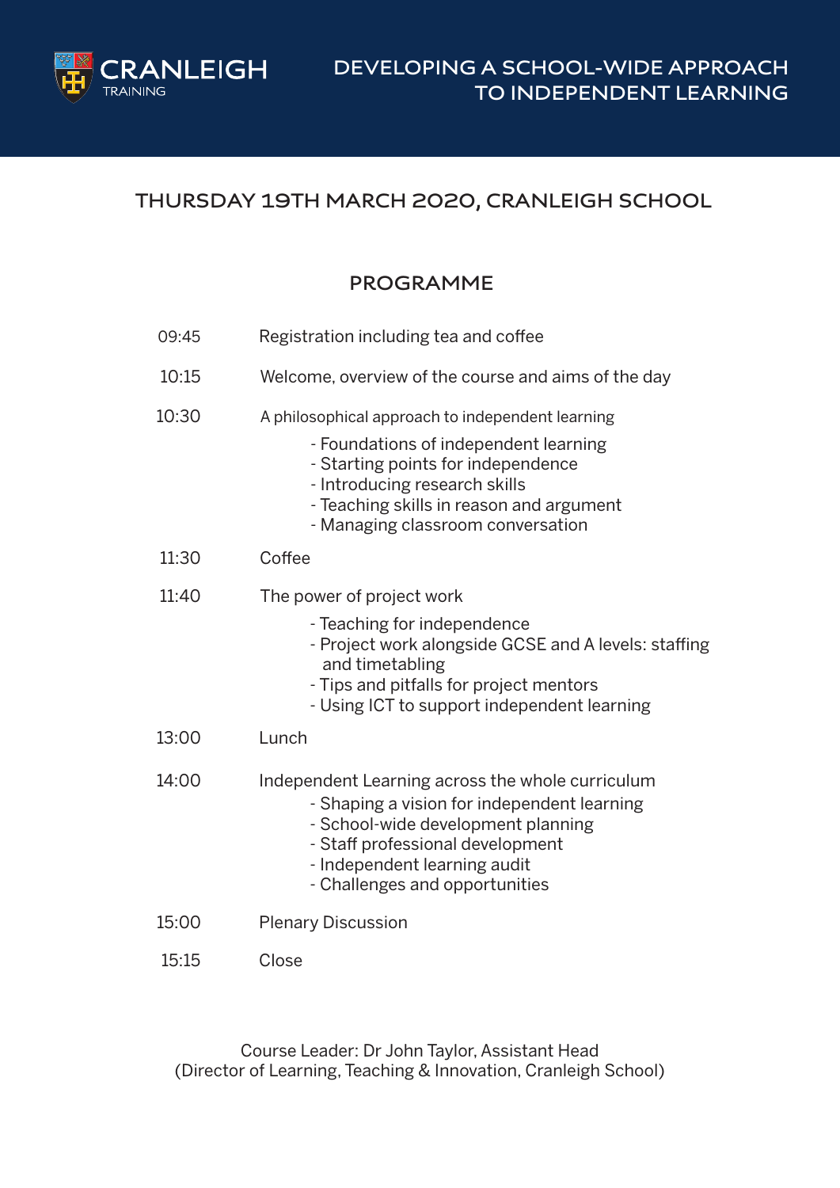CRANLEIGH
TRAINING

# DEVELOPING A SCHOOL-WIDE APPROACH TO INDEPENDENT LEARNING

## THURSDAY 19TH MARCH 2020, CRANLEIGH SCHOOL

## PROGRAMME

| | |
|---|---|
| 09:45 | Registration including tea and coffee |
| 10:15 | Welcome, overview of the course and aims of the day |
| 10:30 | A philosophical approach to independent learning<br>- Foundations of independent learning<br>- Starting points for independence<br>- Introducing research skills<br>- Teaching skills in reason and argument<br>- Managing classroom conversation |
| 11:30 | Coffee |
| 11:40 | The power of project work<br>- Teaching for independence<br>- Project work alongside GCSE and A levels: staffing and timetabling<br>- Tips and pitfalls for project mentors<br>- Using ICT to support independent learning |
| 13:00 | Lunch |
| 14:00 | Independent Learning across the whole curriculum<br>- Shaping a vision for independent learning<br>- School-wide development planning<br>- Staff professional development<br>- Independent learning audit<br>- Challenges and opportunities |
| 15:00 | Plenary Discussion |
| 15:15 | Close |

Course Leader: Dr John Taylor, Assistant Head
(Director of Learning, Teaching & Innovation, Cranleigh School)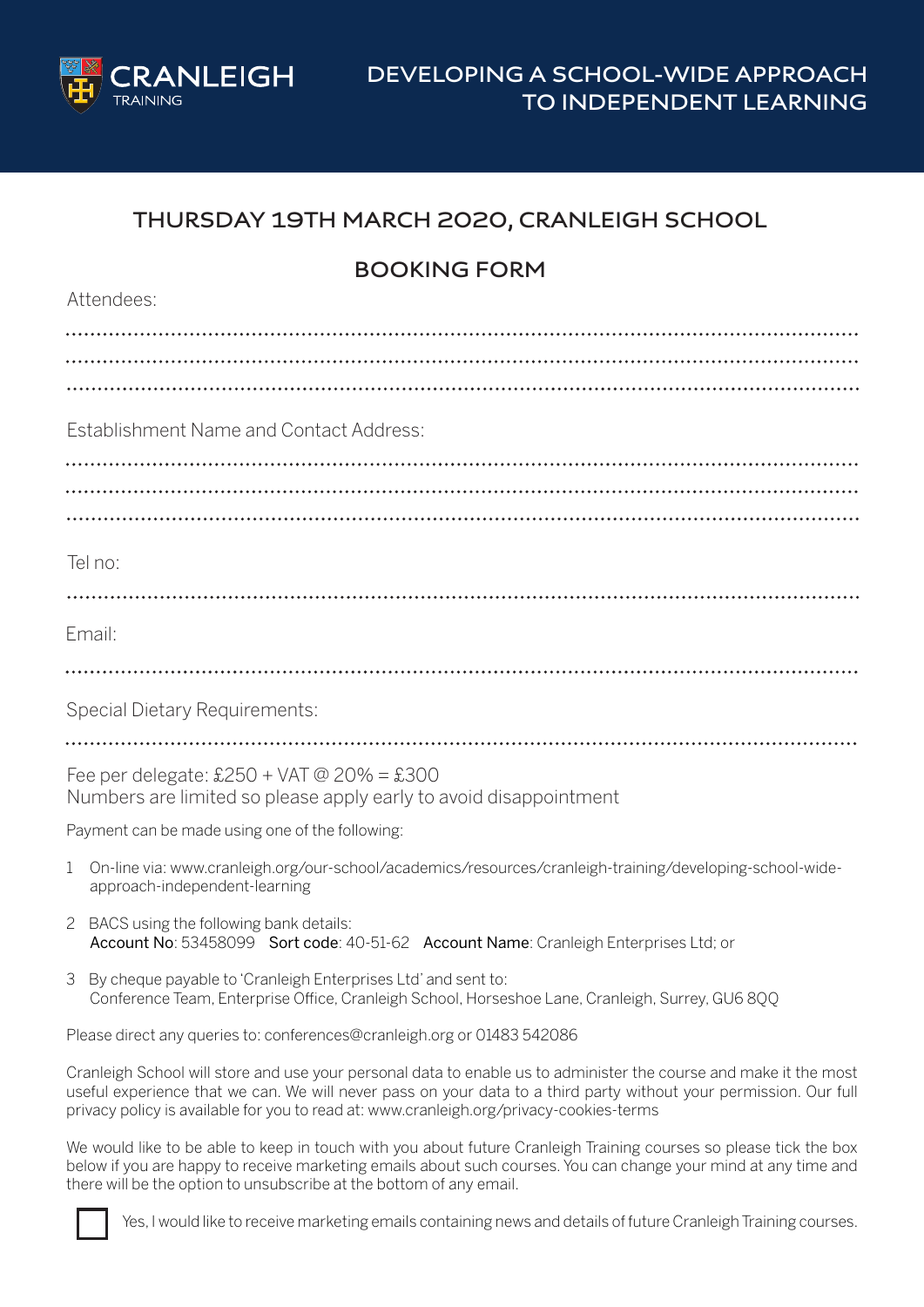CRANLEIGH TRAINING

# DEVELOPING A SCHOOL-WIDE APPROACH TO INDEPENDENT LEARNING

## THURSDAY 19TH MARCH 2020, CRANLEIGH SCHOOL

## BOOKING FORM

Attendees:

..............................................................................................................................

..............................................................................................................................

..............................................................................................................................

Establishment Name and Contact Address:

..............................................................................................................................

..............................................................................................................................

..............................................................................................................................

Tel no:

..............................................................................................................................

Email:

..............................................................................................................................

Special Dietary Requirements:

..............................................................................................................................

Fee per delegate: £250 + VAT @ 20% = £300
Numbers are limited so please apply early to avoid disappointment

Payment can be made using one of the following:

1. On-line via: www.cranleigh.org/our-school/academics/resources/cranleigh-training/developing-school-wide-approach-independent-learning
2. BACS using the following bank details:
   **Account No**: 53458099 **Sort code**: 40-51-62 **Account Name**: Cranleigh Enterprises Ltd; or
3. By cheque payable to 'Cranleigh Enterprises Ltd' and sent to:
   Conference Team, Enterprise Office, Cranleigh School, Horseshoe Lane, Cranleigh, Surrey, GU6 8QQ

Please direct any queries to: conferences@cranleigh.org or 01483 542086

Cranleigh School will store and use your personal data to enable us to administer the course and make it the most useful experience that we can. We will never pass on your data to a third party without your permission. Our full privacy policy is available for you to read at: www.cranleigh.org/privacy-cookies-terms

We would like to be able to keep in touch with you about future Cranleigh Training courses so please tick the box below if you are happy to receive marketing emails about such courses. You can change your mind at any time and there will be the option to unsubscribe at the bottom of any email.

☐ Yes, I would like to receive marketing emails containing news and details of future Cranleigh Training courses.